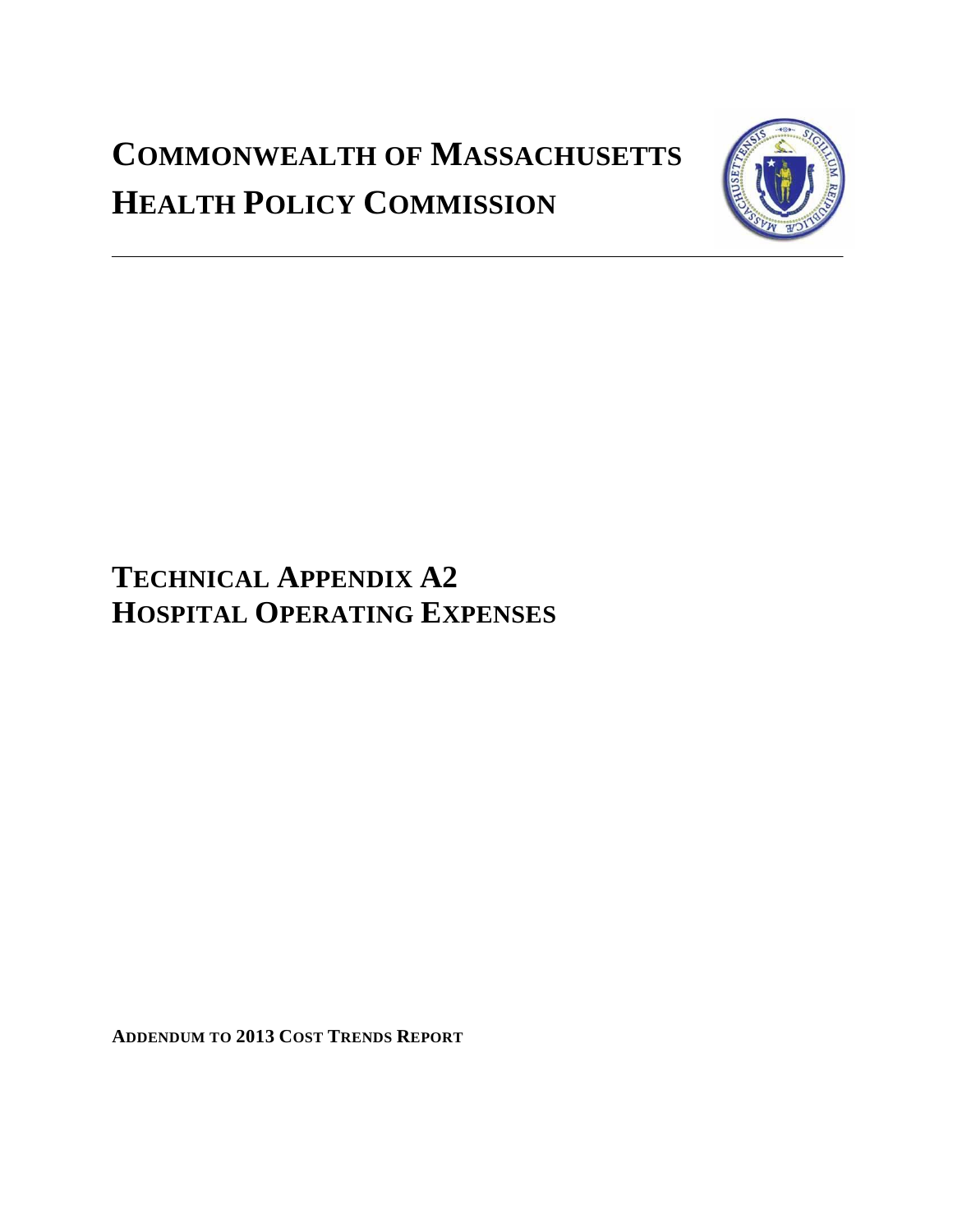# COMMONWEALTH OF MASSACHUSETTS
# HEALTH POLICY COMMISSION

## TECHNICAL APPENDIX A2
## HOSPITAL OPERATING EXPENSES

**ADDENDUM TO 2013 COST TRENDS REPORT**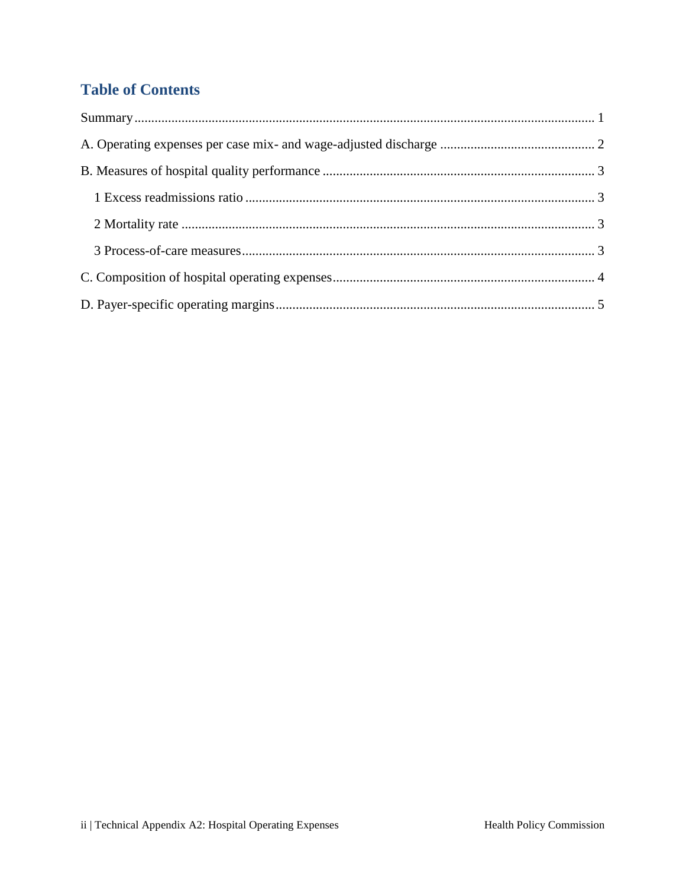## Table of Contents

Summary ........................................................................................................................ 1

A. Operating expenses per case mix- and wage-adjusted discharge ............................................. 2

B. Measures of hospital quality performance ................................................................................ 3

  1 Excess readmissions ratio ....................................................................................................... 3

  2 Mortality rate .......................................................................................................................... 3

  3 Process-of-care measures ........................................................................................................ 3

C. Composition of hospital operating expenses ............................................................................. 4

D. Payer-specific operating margins .............................................................................................. 5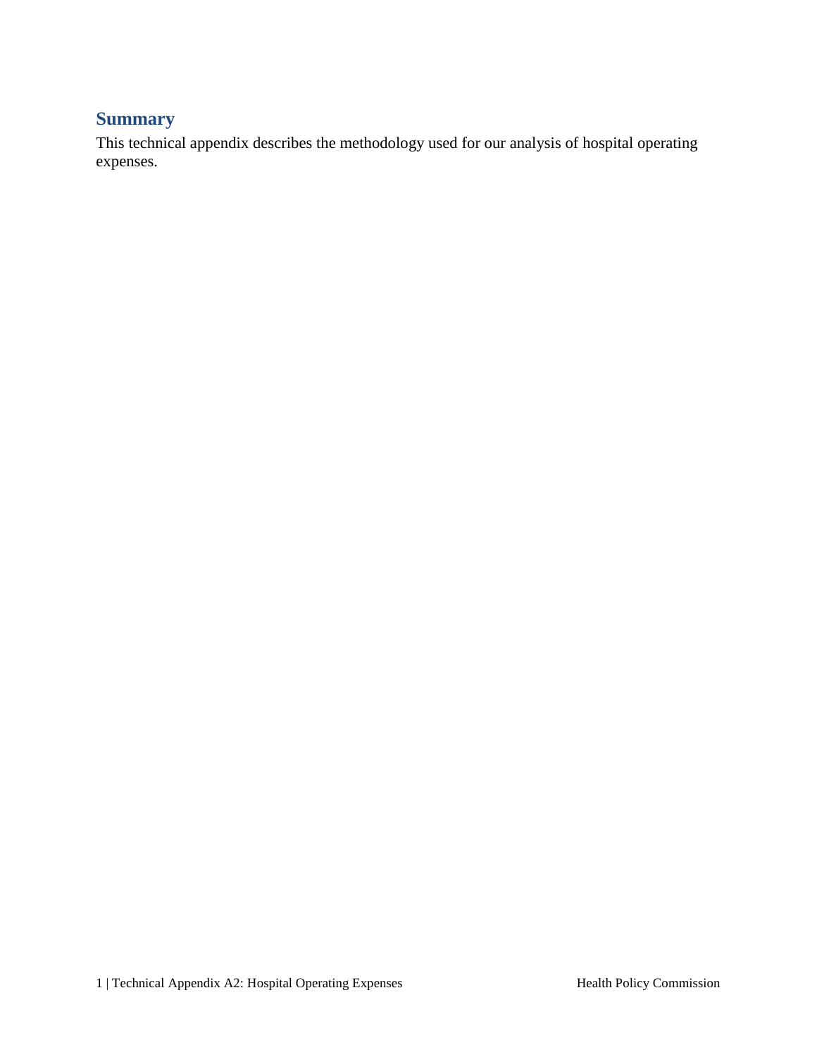## Summary

This technical appendix describes the methodology used for our analysis of hospital operating expenses.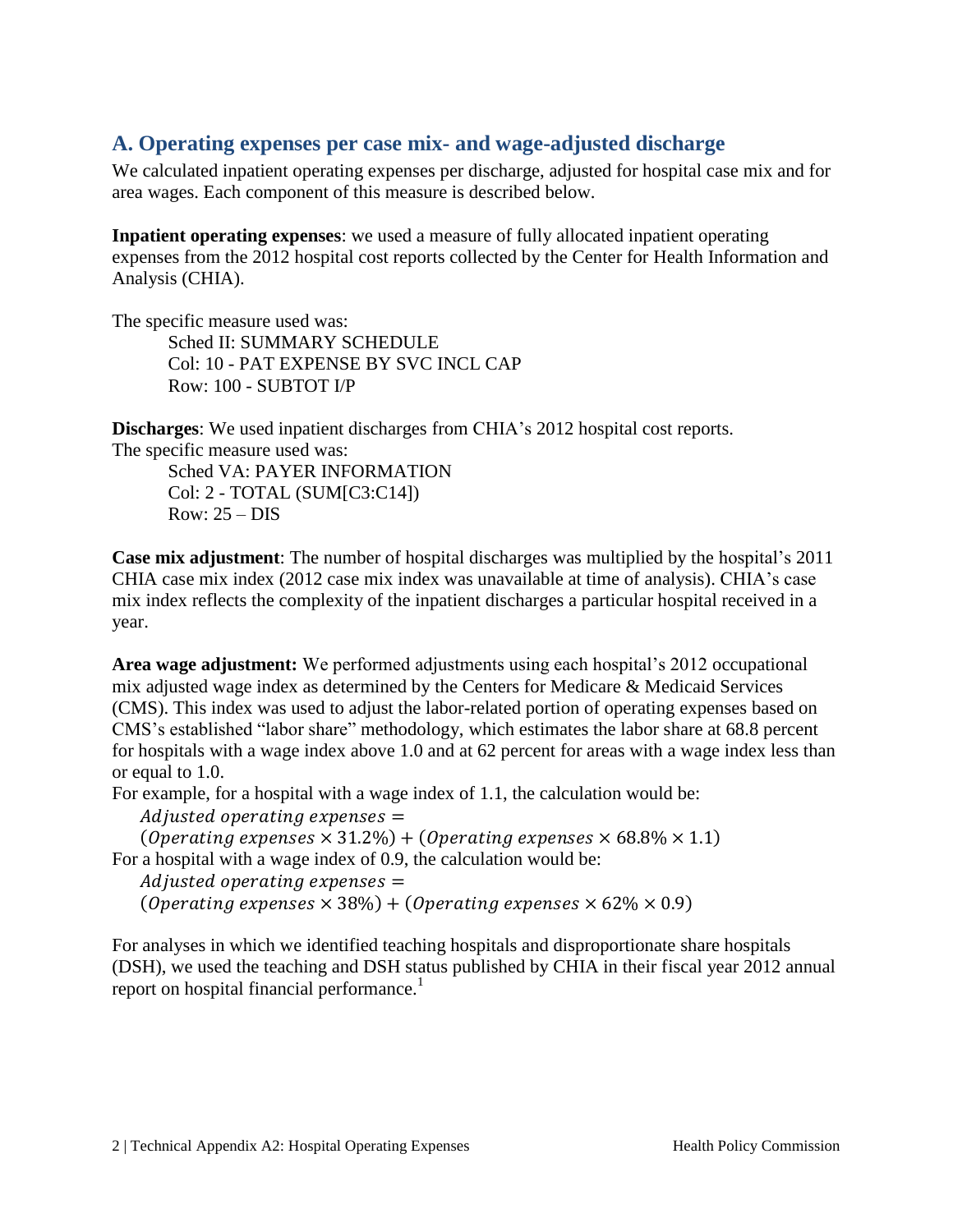## A. Operating expenses per case mix- and wage-adjusted discharge

We calculated inpatient operating expenses per discharge, adjusted for hospital case mix and for area wages. Each component of this measure is described below.

**Inpatient operating expenses**: we used a measure of fully allocated inpatient operating expenses from the 2012 hospital cost reports collected by the Center for Health Information and Analysis (CHIA).

The specific measure used was:

> Sched II: SUMMARY SCHEDULE
> Col: 10 - PAT EXPENSE BY SVC INCL CAP
> Row: 100 - SUBTOT I/P

**Discharges**: We used inpatient discharges from CHIA's 2012 hospital cost reports.
The specific measure used was:

> Sched VA: PAYER INFORMATION
> Col: 2 - TOTAL (SUM[C3:C14])
> Row: 25 – DIS

**Case mix adjustment**: The number of hospital discharges was multiplied by the hospital's 2011 CHIA case mix index (2012 case mix index was unavailable at time of analysis). CHIA's case mix index reflects the complexity of the inpatient discharges a particular hospital received in a year.

**Area wage adjustment:** We performed adjustments using each hospital's 2012 occupational mix adjusted wage index as determined by the Centers for Medicare & Medicaid Services (CMS). This index was used to adjust the labor-related portion of operating expenses based on CMS's established "labor share" methodology, which estimates the labor share at 68.8 percent for hospitals with a wage index above 1.0 and at 62 percent for areas with a wage index less than or equal to 1.0.

For example, for a hospital with a wage index of 1.1, the calculation would be:

$$Adjusted\ operating\ expenses = (Operating\ expenses \times 31.2\%) + (Operating\ expenses \times 68.8\% \times 1.1)$$

For a hospital with a wage index of 0.9, the calculation would be:

$$Adjusted\ operating\ expenses = (Operating\ expenses \times 38\%) + (Operating\ expenses \times 62\% \times 0.9)$$

For analyses in which we identified teaching hospitals and disproportionate share hospitals (DSH), we used the teaching and DSH status published by CHIA in their fiscal year 2012 annual report on hospital financial performance.[1]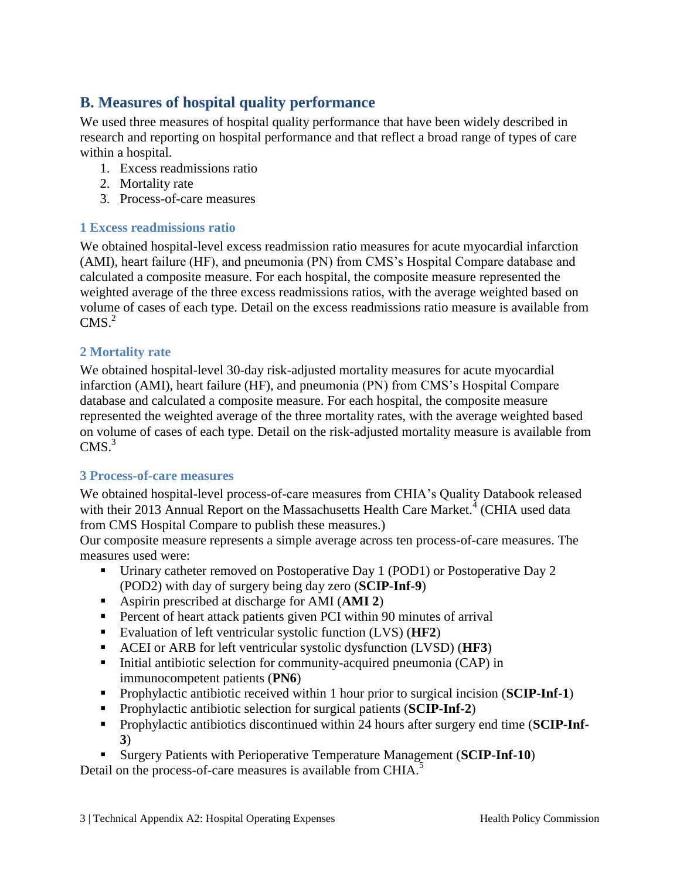## B. Measures of hospital quality performance

We used three measures of hospital quality performance that have been widely described in research and reporting on hospital performance and that reflect a broad range of types of care within a hospital.

1. Excess readmissions ratio
2. Mortality rate
3. Process-of-care measures

### 1 Excess readmissions ratio

We obtained hospital-level excess readmission ratio measures for acute myocardial infarction (AMI), heart failure (HF), and pneumonia (PN) from CMS's Hospital Compare database and calculated a composite measure. For each hospital, the composite measure represented the weighted average of the three excess readmissions ratios, with the average weighted based on volume of cases of each type. Detail on the excess readmissions ratio measure is available from CMS.[2]

### 2 Mortality rate

We obtained hospital-level 30-day risk-adjusted mortality measures for acute myocardial infarction (AMI), heart failure (HF), and pneumonia (PN) from CMS's Hospital Compare database and calculated a composite measure. For each hospital, the composite measure represented the weighted average of the three mortality rates, with the average weighted based on volume of cases of each type. Detail on the risk-adjusted mortality measure is available from CMS.[3]

### 3 Process-of-care measures

We obtained hospital-level process-of-care measures from CHIA's Quality Databook released with their 2013 Annual Report on the Massachusetts Health Care Market.[4] (CHIA used data from CMS Hospital Compare to publish these measures.)

Our composite measure represents a simple average across ten process-of-care measures. The measures used were:

- Urinary catheter removed on Postoperative Day 1 (POD1) or Postoperative Day 2 (POD2) with day of surgery being day zero (**SCIP-Inf-9**)
- Aspirin prescribed at discharge for AMI (**AMI 2**)
- Percent of heart attack patients given PCI within 90 minutes of arrival
- Evaluation of left ventricular systolic function (LVS) (**HF2**)
- ACEI or ARB for left ventricular systolic dysfunction (LVSD) (**HF3**)
- Initial antibiotic selection for community-acquired pneumonia (CAP) in immunocompetent patients (**PN6**)
- Prophylactic antibiotic received within 1 hour prior to surgical incision (**SCIP-Inf-1**)
- Prophylactic antibiotic selection for surgical patients (**SCIP-Inf-2**)
- Prophylactic antibiotics discontinued within 24 hours after surgery end time (**SCIP-Inf-3**)
- Surgery Patients with Perioperative Temperature Management (**SCIP-Inf-10**)

Detail on the process-of-care measures is available from CHIA.[5]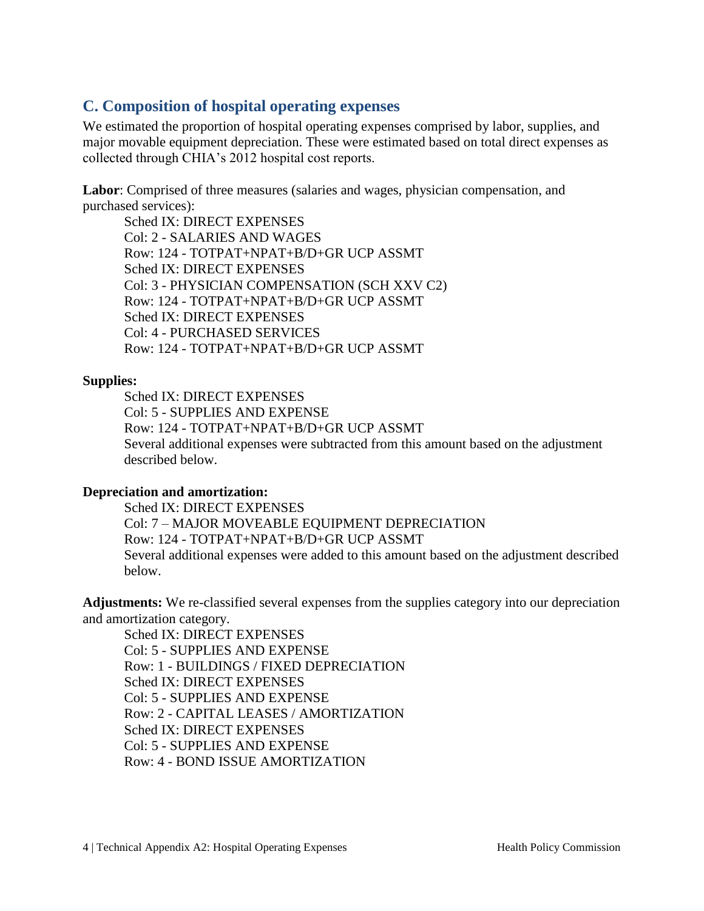## C. Composition of hospital operating expenses

We estimated the proportion of hospital operating expenses comprised by labor, supplies, and major movable equipment depreciation. These were estimated based on total direct expenses as collected through CHIA's 2012 hospital cost reports.

**Labor**: Comprised of three measures (salaries and wages, physician compensation, and purchased services):

Sched IX: DIRECT EXPENSES
Col: 2 - SALARIES AND WAGES
Row: 124 - TOTPAT+NPAT+B/D+GR UCP ASSMT
Sched IX: DIRECT EXPENSES
Col: 3 - PHYSICIAN COMPENSATION (SCH XXV C2)
Row: 124 - TOTPAT+NPAT+B/D+GR UCP ASSMT
Sched IX: DIRECT EXPENSES
Col: 4 - PURCHASED SERVICES
Row: 124 - TOTPAT+NPAT+B/D+GR UCP ASSMT

**Supplies:**

Sched IX: DIRECT EXPENSES
Col: 5 - SUPPLIES AND EXPENSE
Row: 124 - TOTPAT+NPAT+B/D+GR UCP ASSMT
Several additional expenses were subtracted from this amount based on the adjustment described below.

**Depreciation and amortization:**

Sched IX: DIRECT EXPENSES
Col: 7 – MAJOR MOVEABLE EQUIPMENT DEPRECIATION
Row: 124 - TOTPAT+NPAT+B/D+GR UCP ASSMT
Several additional expenses were added to this amount based on the adjustment described below.

**Adjustments:** We re-classified several expenses from the supplies category into our depreciation and amortization category.

Sched IX: DIRECT EXPENSES
Col: 5 - SUPPLIES AND EXPENSE
Row: 1 - BUILDINGS / FIXED DEPRECIATION
Sched IX: DIRECT EXPENSES
Col: 5 - SUPPLIES AND EXPENSE
Row: 2 - CAPITAL LEASES / AMORTIZATION
Sched IX: DIRECT EXPENSES
Col: 5 - SUPPLIES AND EXPENSE
Row: 4 - BOND ISSUE AMORTIZATION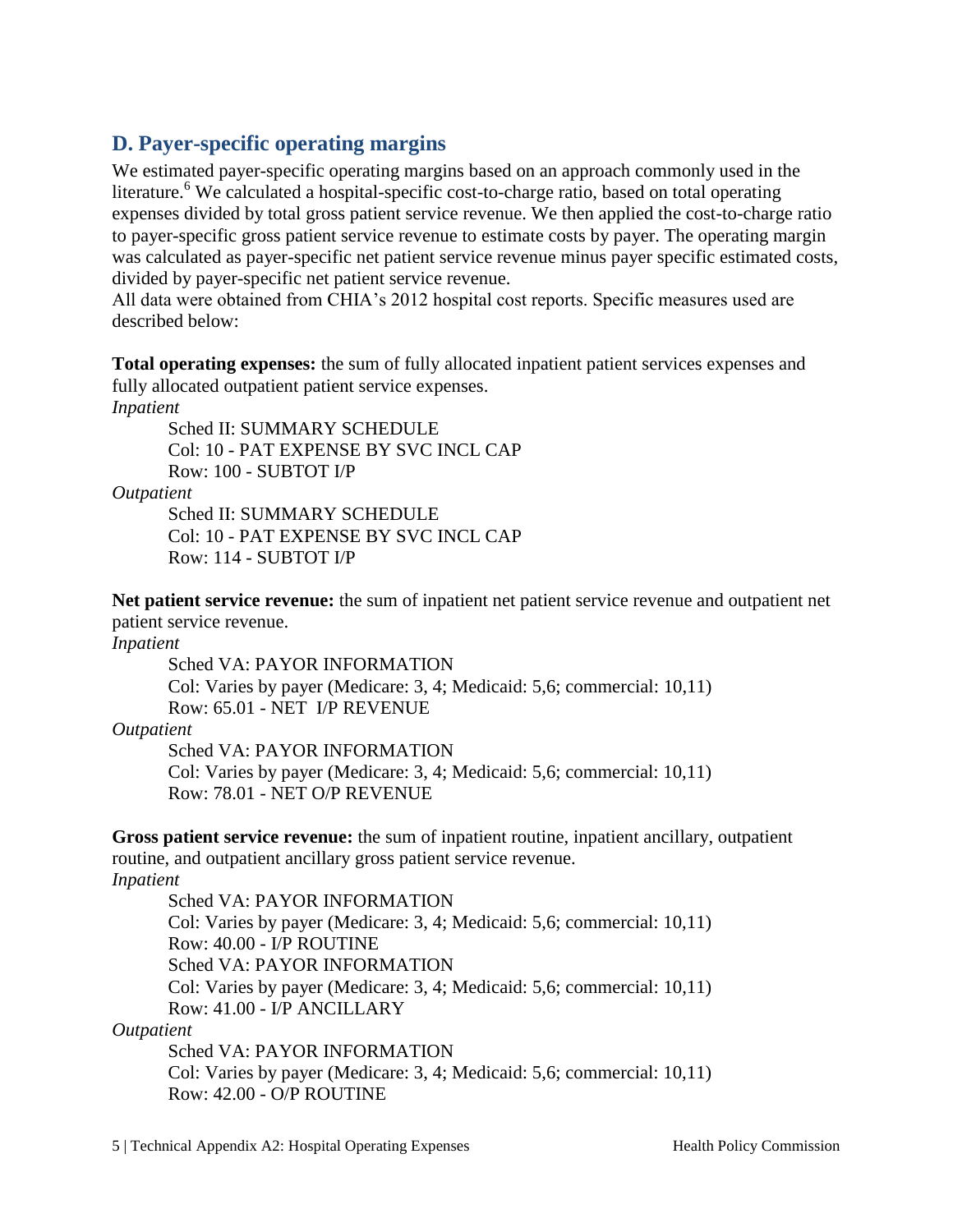## D. Payer-specific operating margins

We estimated payer-specific operating margins based on an approach commonly used in the literature.[6] We calculated a hospital-specific cost-to-charge ratio, based on total operating expenses divided by total gross patient service revenue. We then applied the cost-to-charge ratio to payer-specific gross patient service revenue to estimate costs by payer. The operating margin was calculated as payer-specific net patient service revenue minus payer specific estimated costs, divided by payer-specific net patient service revenue.

All data were obtained from CHIA's 2012 hospital cost reports. Specific measures used are described below:

**Total operating expenses:** the sum of fully allocated inpatient patient services expenses and fully allocated outpatient patient service expenses.

*Inpatient*

Sched II: SUMMARY SCHEDULE
Col: 10 - PAT EXPENSE BY SVC INCL CAP
Row: 100 - SUBTOT I/P

*Outpatient*

Sched II: SUMMARY SCHEDULE
Col: 10 - PAT EXPENSE BY SVC INCL CAP
Row: 114 - SUBTOT I/P

**Net patient service revenue:** the sum of inpatient net patient service revenue and outpatient net patient service revenue.

*Inpatient*

Sched VA: PAYOR INFORMATION
Col: Varies by payer (Medicare: 3, 4; Medicaid: 5,6; commercial: 10,11)
Row: 65.01 - NET I/P REVENUE

*Outpatient*

Sched VA: PAYOR INFORMATION
Col: Varies by payer (Medicare: 3, 4; Medicaid: 5,6; commercial: 10,11)
Row: 78.01 - NET O/P REVENUE

**Gross patient service revenue:** the sum of inpatient routine, inpatient ancillary, outpatient routine, and outpatient ancillary gross patient service revenue.

*Inpatient*

Sched VA: PAYOR INFORMATION
Col: Varies by payer (Medicare: 3, 4; Medicaid: 5,6; commercial: 10,11)
Row: 40.00 - I/P ROUTINE
Sched VA: PAYOR INFORMATION
Col: Varies by payer (Medicare: 3, 4; Medicaid: 5,6; commercial: 10,11)
Row: 41.00 - I/P ANCILLARY

*Outpatient*

Sched VA: PAYOR INFORMATION
Col: Varies by payer (Medicare: 3, 4; Medicaid: 5,6; commercial: 10,11)
Row: 42.00 - O/P ROUTINE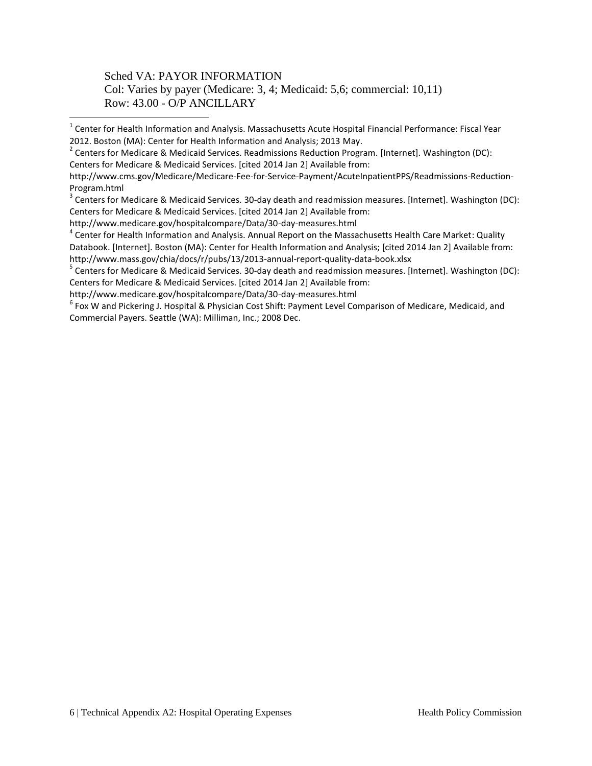Sched VA: PAYOR INFORMATION
Col: Varies by payer (Medicare: 3, 4; Medicaid: 5,6; commercial: 10,11)
Row: 43.00 - O/P ANCILLARY

---

[1] Center for Health Information and Analysis. Massachusetts Acute Hospital Financial Performance: Fiscal Year 2012. Boston (MA): Center for Health Information and Analysis; 2013 May.

[2] Centers for Medicare & Medicaid Services. Readmissions Reduction Program. [Internet]. Washington (DC): Centers for Medicare & Medicaid Services. [cited 2014 Jan 2] Available from: http://www.cms.gov/Medicare/Medicare-Fee-for-Service-Payment/AcuteInpatientPPS/Readmissions-Reduction-Program.html

[3] Centers for Medicare & Medicaid Services. 30-day death and readmission measures. [Internet]. Washington (DC): Centers for Medicare & Medicaid Services. [cited 2014 Jan 2] Available from: http://www.medicare.gov/hospitalcompare/Data/30-day-measures.html

[4] Center for Health Information and Analysis. Annual Report on the Massachusetts Health Care Market: Quality Databook. [Internet]. Boston (MA): Center for Health Information and Analysis; [cited 2014 Jan 2] Available from: http://www.mass.gov/chia/docs/r/pubs/13/2013-annual-report-quality-data-book.xlsx

[5] Centers for Medicare & Medicaid Services. 30-day death and readmission measures. [Internet]. Washington (DC): Centers for Medicare & Medicaid Services. [cited 2014 Jan 2] Available from: http://www.medicare.gov/hospitalcompare/Data/30-day-measures.html

[6] Fox W and Pickering J. Hospital & Physician Cost Shift: Payment Level Comparison of Medicare, Medicaid, and Commercial Payers. Seattle (WA): Milliman, Inc.; 2008 Dec.